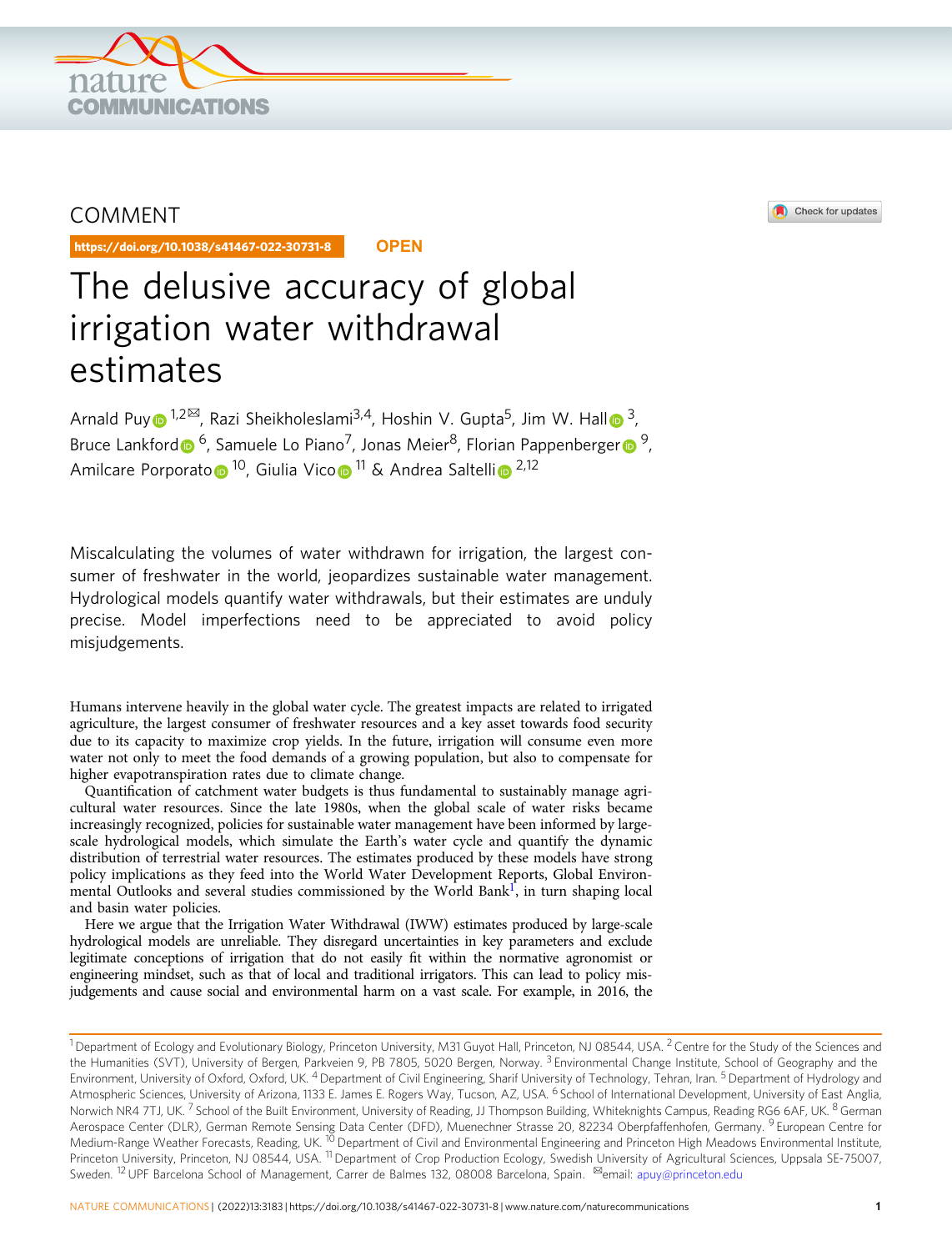COMMENT

https://doi.org/10.1038/s41467-022-30731-8 OPEN

# The delusive accuracy of global irrigation water withdrawal estimates

Arnald Puy[1,2✉], Razi Sheikholeslami[3,4], Hoshin V. Gupta[5], Jim W. Hall[3], Bruce Lankford[6], Samuele Lo Piano[7], Jonas Meier[8], Florian Pappenberger[9], Amilcare Porporato[10], Giulia Vico[11] & Andrea Saltelli[2,12]

Miscalculating the volumes of water withdrawn for irrigation, the largest consumer of freshwater in the world, jeopardizes sustainable water management. Hydrological models quantify water withdrawals, but their estimates are unduly precise. Model imperfections need to be appreciated to avoid policy misjudgements.

Humans intervene heavily in the global water cycle. The greatest impacts are related to irrigated agriculture, the largest consumer of freshwater resources and a key asset towards food security due to its capacity to maximize crop yields. In the future, irrigation will consume even more water not only to meet the food demands of a growing population, but also to compensate for higher evapotranspiration rates due to climate change.

Quantification of catchment water budgets is thus fundamental to sustainably manage agricultural water resources. Since the late 1980s, when the global scale of water risks became increasingly recognized, policies for sustainable water management have been informed by large-scale hydrological models, which simulate the Earth's water cycle and quantify the dynamic distribution of terrestrial water resources. The estimates produced by these models have strong policy implications as they feed into the World Water Development Reports, Global Environmental Outlooks and several studies commissioned by the World Bank[1], in turn shaping local and basin water policies.

Here we argue that the Irrigation Water Withdrawal (IWW) estimates produced by large-scale hydrological models are unreliable. They disregard uncertainties in key parameters and exclude legitimate conceptions of irrigation that do not easily fit within the normative agronomist or engineering mindset, such as that of local and traditional irrigators. This can lead to policy misjudgements and cause social and environmental harm on a vast scale. For example, in 2016, the

---

[1] Department of Ecology and Evolutionary Biology, Princeton University, M31 Guyot Hall, Princeton, NJ 08544, USA. [2] Centre for the Study of the Sciences and the Humanities (SVT), University of Bergen, Parkveien 9, PB 7805, 5020 Bergen, Norway. [3] Environmental Change Institute, School of Geography and the Environment, University of Oxford, Oxford, UK. [4] Department of Civil Engineering, Sharif University of Technology, Tehran, Iran. [5] Department of Hydrology and Atmospheric Sciences, University of Arizona, 1133 E. James E. Rogers Way, Tucson, AZ, USA. [6] School of International Development, University of East Anglia, Norwich NR4 7TJ, UK. [7] School of the Built Environment, University of Reading, JJ Thompson Building, Whiteknights Campus, Reading RG6 6AF, UK. [8] German Aerospace Center (DLR), German Remote Sensing Data Center (DFD), Muenechner Strasse 20, 82234 Oberpfaffenhofen, Germany. [9] European Centre for Medium-Range Weather Forecasts, Reading, UK. [10] Department of Civil and Environmental Engineering and Princeton High Meadows Environmental Institute, Princeton University, Princeton, NJ 08544, USA. [11] Department of Crop Production Ecology, Swedish University of Agricultural Sciences, Uppsala SE-75007, Sweden. [12] UPF Barcelona School of Management, Carrer de Balmes 132, 08008 Barcelona, Spain. ✉email: apuy@princeton.edu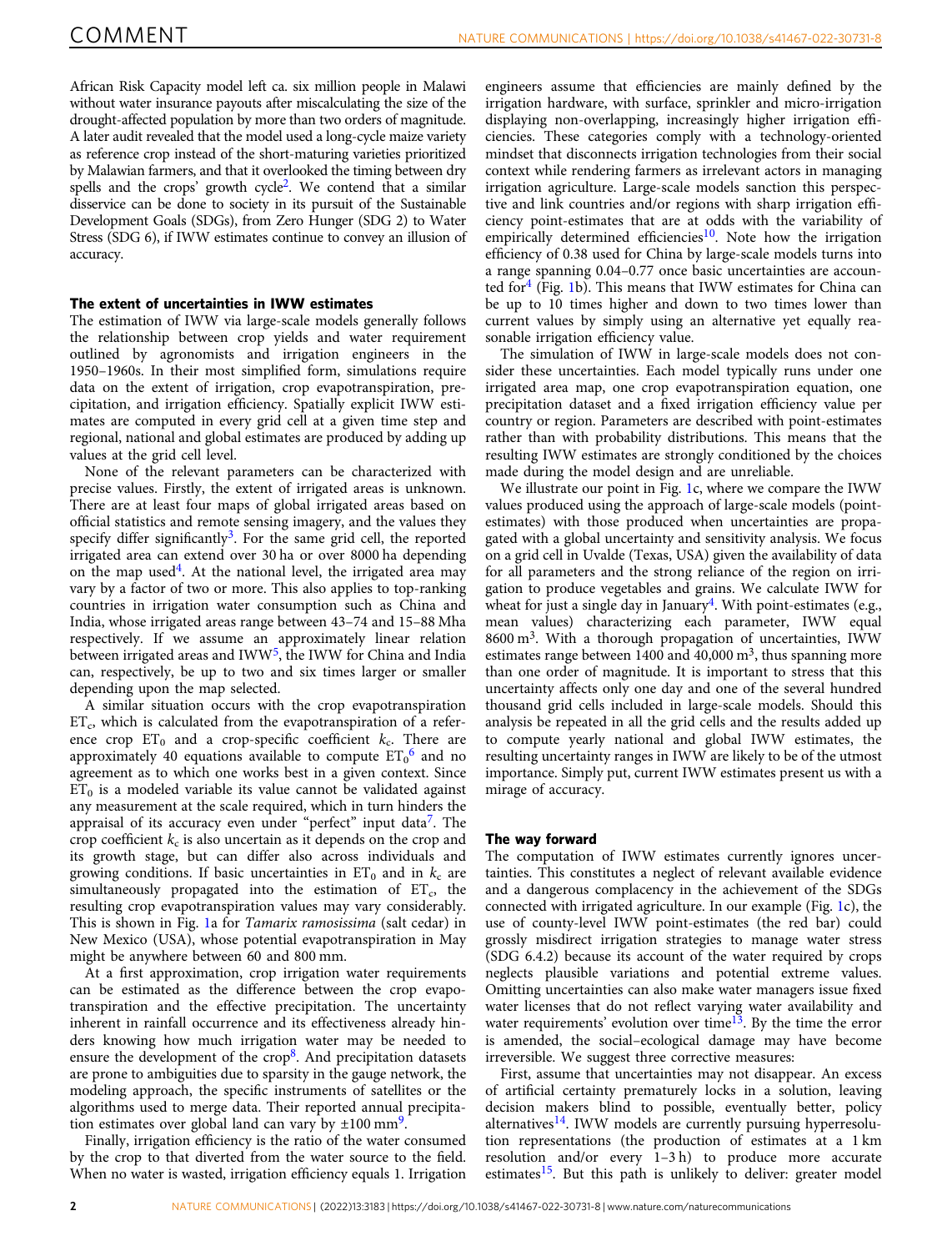African Risk Capacity model left ca. six million people in Malawi without water insurance payouts after miscalculating the size of the drought-affected population by more than two orders of magnitude. A later audit revealed that the model used a long-cycle maize variety as reference crop instead of the short-maturing varieties prioritized by Malawian farmers, and that it overlooked the timing between dry spells and the crops' growth cycle[2]. We contend that a similar disservice can be done to society in its pursuit of the Sustainable Development Goals (SDGs), from Zero Hunger (SDG 2) to Water Stress (SDG 6), if IWW estimates continue to convey an illusion of accuracy.

## The extent of uncertainties in IWW estimates

The estimation of IWW via large-scale models generally follows the relationship between crop yields and water requirement outlined by agronomists and irrigation engineers in the 1950–1960s. In their most simplified form, simulations require data on the extent of irrigation, crop evapotranspiration, precipitation, and irrigation efficiency. Spatially explicit IWW estimates are computed in every grid cell at a given time step and regional, national and global estimates are produced by adding up values at the grid cell level.

None of the relevant parameters can be characterized with precise values. Firstly, the extent of irrigated areas is unknown. There are at least four maps of global irrigated areas based on official statistics and remote sensing imagery, and the values they specify differ significantly[3]. For the same grid cell, the reported irrigated area can extend over 30 ha or over 8000 ha depending on the map used[4]. At the national level, the irrigated area may vary by a factor of two or more. This also applies to top-ranking countries in irrigation water consumption such as China and India, whose irrigated areas range between 43–74 and 15–88 Mha respectively. If we assume an approximately linear relation between irrigated areas and IWW[5], the IWW for China and India can, respectively, be up to two and six times larger or smaller depending upon the map selected.

A similar situation occurs with the crop evapotranspiration $ET_c$, which is calculated from the evapotranspiration of a reference crop $ET_0$ and a crop-specific coefficient $k_c$. There are approximately 40 equations available to compute $ET_0$[6] and no agreement as to which one works best in a given context. Since $ET_0$ is a modeled variable its value cannot be validated against any measurement at the scale required, which in turn hinders the appraisal of its accuracy even under "perfect" input data[7]. The crop coefficient $k_c$ is also uncertain as it depends on the crop and its growth stage, but can differ also across individuals and growing conditions. If basic uncertainties in $ET_0$ and in $k_c$ are simultaneously propagated into the estimation of $ET_c$, the resulting crop evapotranspiration values may vary considerably. This is shown in Fig. 1a for *Tamarix ramosissima* (salt cedar) in New Mexico (USA), whose potential evapotranspiration in May might be anywhere between 60 and 800 mm.

At a first approximation, crop irrigation water requirements can be estimated as the difference between the crop evapotranspiration and the effective precipitation. The uncertainty inherent in rainfall occurrence and its effectiveness already hinders knowing how much irrigation water may be needed to ensure the development of the crop[8]. And precipitation datasets are prone to ambiguities due to sparsity in the gauge network, the modeling approach, the specific instruments of satellites or the algorithms used to merge data. Their reported annual precipitation estimates over global land can vary by ±100 mm[9].

Finally, irrigation efficiency is the ratio of the water consumed by the crop to that diverted from the water source to the field. When no water is wasted, irrigation efficiency equals 1. Irrigation engineers assume that efficiencies are mainly defined by the irrigation hardware, with surface, sprinkler and micro-irrigation displaying non-overlapping, increasingly higher irrigation efficiencies. These categories comply with a technology-oriented mindset that disconnects irrigation technologies from their social context while rendering farmers as irrelevant actors in managing irrigation agriculture. Large-scale models sanction this perspective and link countries and/or regions with sharp irrigation efficiency point-estimates that are at odds with the variability of empirically determined efficiencies[10]. Note how the irrigation efficiency of 0.38 used for China by large-scale models turns into a range spanning 0.04–0.77 once basic uncertainties are accounted for[4] (Fig. 1b). This means that IWW estimates for China can be up to 10 times higher and down to two times lower than current values by simply using an alternative yet equally reasonable irrigation efficiency value.

The simulation of IWW in large-scale models does not consider these uncertainties. Each model typically runs under one irrigated area map, one crop evapotranspiration equation, one precipitation dataset and a fixed irrigation efficiency value per country or region. Parameters are described with point-estimates rather than with probability distributions. This means that the resulting IWW estimates are strongly conditioned by the choices made during the model design and are unreliable.

We illustrate our point in Fig. 1c, where we compare the IWW values produced using the approach of large-scale models (point-estimates) with those produced when uncertainties are propagated with a global uncertainty and sensitivity analysis. We focus on a grid cell in Uvalde (Texas, USA) given the availability of data for all parameters and the strong reliance of the region on irrigation to produce vegetables and grains. We calculate IWW for wheat for just a single day in January[4]. With point-estimates (e.g., mean values) characterizing each parameter, IWW equal 8600 m$^3$. With a thorough propagation of uncertainties, IWW estimates range between 1400 and 40,000 m$^3$, thus spanning more than one order of magnitude. It is important to stress that this uncertainty affects only one day and one of the several hundred thousand grid cells included in large-scale models. Should this analysis be repeated in all the grid cells and the results added up to compute yearly national and global IWW estimates, the resulting uncertainty ranges in IWW are likely to be of the utmost importance. Simply put, current IWW estimates present us with a mirage of accuracy.

## The way forward

The computation of IWW estimates currently ignores uncertainties. This constitutes a neglect of relevant available evidence and a dangerous complacency in the achievement of the SDGs connected with irrigated agriculture. In our example (Fig. 1c), the use of county-level IWW point-estimates (the red bar) could grossly misdirect irrigation strategies to manage water stress (SDG 6.4.2) because its account of the water required by crops neglects plausible variations and potential extreme values. Omitting uncertainties can also make water managers issue fixed water licenses that do not reflect varying water availability and water requirements' evolution over time[13]. By the time the error is amended, the social–ecological damage may have become irreversible. We suggest three corrective measures:

First, assume that uncertainties may not disappear. An excess of artificial certainty prematurely locks in a solution, leaving decision makers blind to possible, eventually better, policy alternatives[14]. IWW models are currently pursuing hyperresolution representations (the production of estimates at a 1 km resolution and/or every 1–3 h) to produce more accurate estimates[15]. But this path is unlikely to deliver: greater model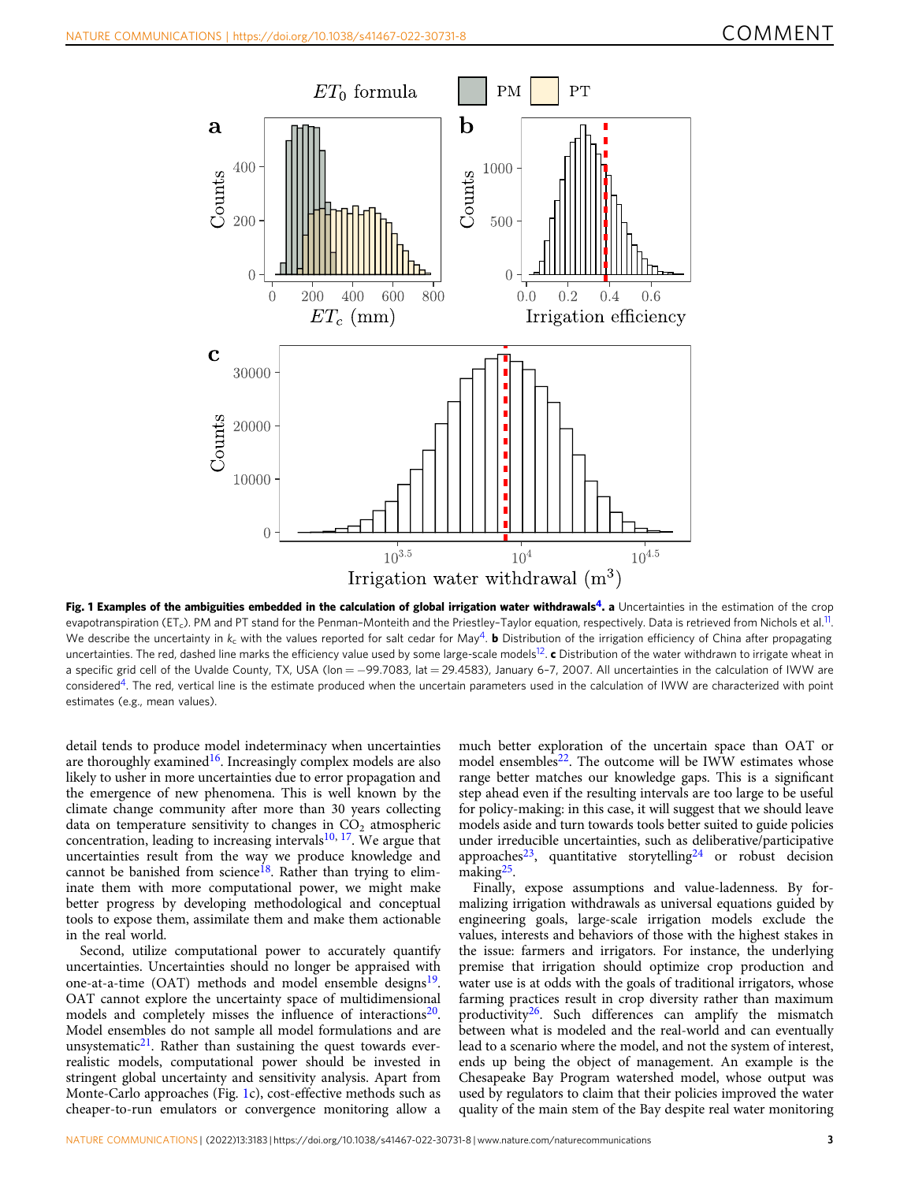**Fig. 1 Examples of the ambiguities embedded in the calculation of global irrigation water withdrawals[4]. a** Uncertainties in the estimation of the crop evapotranspiration ($ET_c$). PM and PT stand for the Penman–Monteith and the Priestley–Taylor equation, respectively. Data is retrieved from Nichols et al.[11]. We describe the uncertainty in $k_c$ with the values reported for salt cedar for May[4]. **b** Distribution of the irrigation efficiency of China after propagating uncertainties. The red, dashed line marks the efficiency value used by some large-scale models[12]. **c** Distribution of the water withdrawn to irrigate wheat in a specific grid cell of the Uvalde County, TX, USA (lon = −99.7083, lat = 29.4583), January 6–7, 2007. All uncertainties in the calculation of IWW are considered[4]. The red, vertical line is the estimate produced when the uncertain parameters used in the calculation of IWW are characterized with point estimates (e.g., mean values).

detail tends to produce model indeterminacy when uncertainties are thoroughly examined[16]. Increasingly complex models are also likely to usher in more uncertainties due to error propagation and the emergence of new phenomena. This is well known by the climate change community after more than 30 years collecting data on temperature sensitivity to changes in $CO_2$ atmospheric concentration, leading to increasing intervals[10, 17]. We argue that uncertainties result from the way we produce knowledge and cannot be banished from science[18]. Rather than trying to eliminate them with more computational power, we might make better progress by developing methodological and conceptual tools to expose them, assimilate them and make them actionable in the real world.

Second, utilize computational power to accurately quantify uncertainties. Uncertainties should no longer be appraised with one-at-a-time (OAT) methods and model ensemble designs[19]. OAT cannot explore the uncertainty space of multidimensional models and completely misses the influence of interactions[20]. Model ensembles do not sample all model formulations and are unsystematic[21]. Rather than sustaining the quest towards ever-realistic models, computational power should be invested in stringent global uncertainty and sensitivity analysis. Apart from Monte-Carlo approaches (Fig. 1c), cost-effective methods such as cheaper-to-run emulators or convergence monitoring allow a much better exploration of the uncertain space than OAT or model ensembles[22]. The outcome will be IWW estimates whose range better matches our knowledge gaps. This is a significant step ahead even if the resulting intervals are too large to be useful for policy-making: in this case, it will suggest that we should leave models aside and turn towards tools better suited to guide policies under irreducible uncertainties, such as deliberative/participative approaches[23], quantitative storytelling[24] or robust decision making[25].

Finally, expose assumptions and value-ladenness. By formalizing irrigation withdrawals as universal equations guided by engineering goals, large-scale irrigation models exclude the values, interests and behaviors of those with the highest stakes in the issue: farmers and irrigators. For instance, the underlying premise that irrigation should optimize crop production and water use is at odds with the goals of traditional irrigators, whose farming practices result in crop diversity rather than maximum productivity[26]. Such differences can amplify the mismatch between what is modeled and the real-world and can eventually lead to a scenario where the model, and not the system of interest, ends up being the object of management. An example is the Chesapeake Bay Program watershed model, whose output was used by regulators to claim that their policies improved the water quality of the main stem of the Bay despite real water monitoring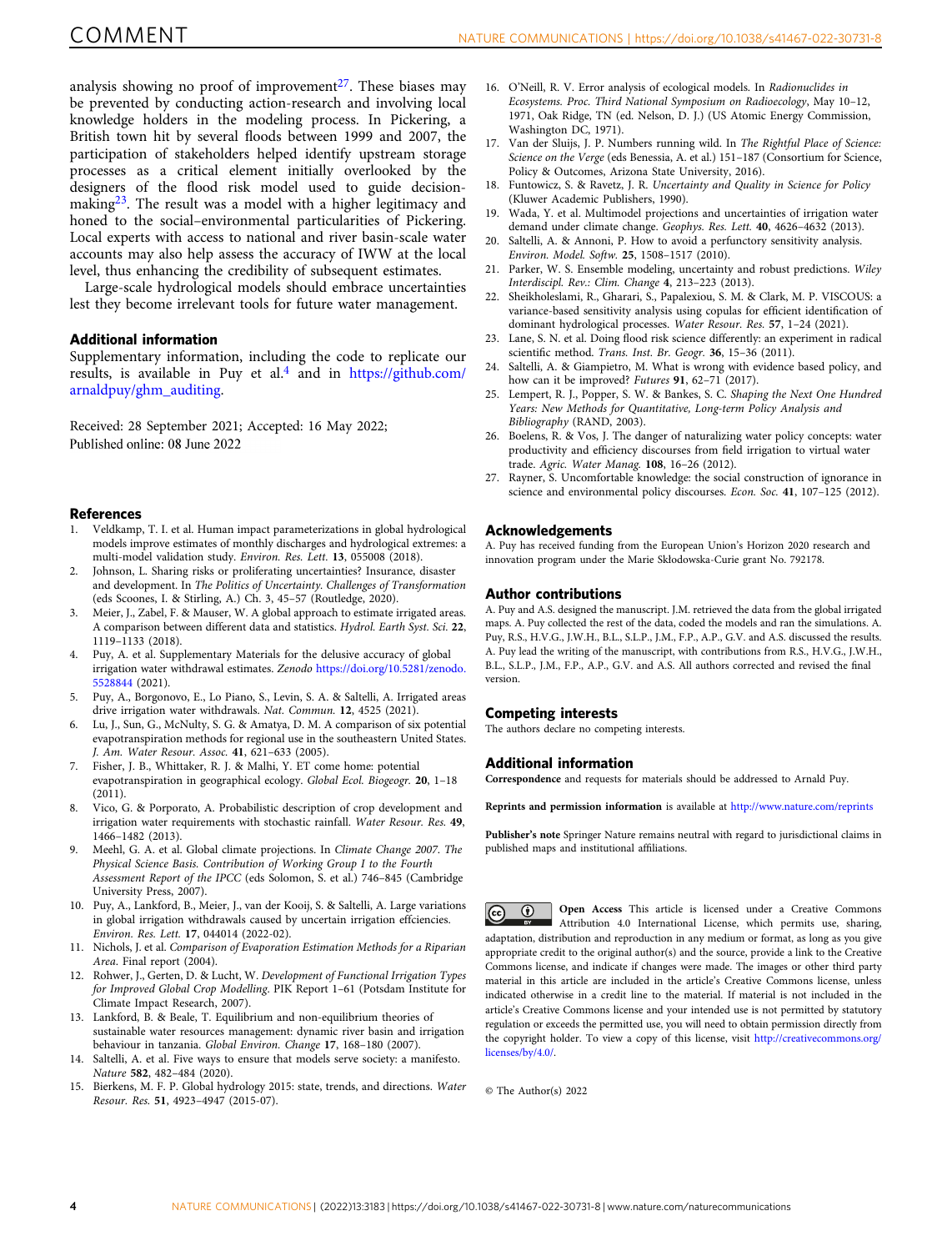analysis showing no proof of improvement[27]. These biases may be prevented by conducting action-research and involving local knowledge holders in the modeling process. In Pickering, a British town hit by several floods between 1999 and 2007, the participation of stakeholders helped identify upstream storage processes as a critical element initially overlooked by the designers of the flood risk model used to guide decision-making[23]. The result was a model with a higher legitimacy and honed to the social–environmental particularities of Pickering. Local experts with access to national and river basin-scale water accounts may also help assess the accuracy of IWW at the local level, thus enhancing the credibility of subsequent estimates.

Large-scale hydrological models should embrace uncertainties lest they become irrelevant tools for future water management.

### Additional information

Supplementary information, including the code to replicate our results, is available in Puy et al.[4] and in https://github.com/arnaldpuy/ghm_auditing.

Received: 28 September 2021; Accepted: 16 May 2022;
Published online: 08 June 2022

### References

1. Veldkamp, T. I. et al. Human impact parameterizations in global hydrological models improve estimates of monthly discharges and hydrological extremes: a multi-model validation study. *Environ. Res. Lett.* **13**, 055008 (2018).
2. Johnson, L. Sharing risks or proliferating uncertainties? Insurance, disaster and development. In *The Politics of Uncertainty. Challenges of Transformation* (eds Scoones, I. & Stirling, A.) Ch. 3, 45–57 (Routledge, 2020).
3. Meier, J., Zabel, F. & Mauser, W. A global approach to estimate irrigated areas. A comparison between different data and statistics. *Hydrol. Earth Syst. Sci.* **22**, 1119–1133 (2018).
4. Puy, A. et al. Supplementary Materials for the delusive accuracy of global irrigation water withdrawal estimates. *Zenodo* https://doi.org/10.5281/zenodo.5528844 (2021).
5. Puy, A., Borgonovo, E., Lo Piano, S., Levin, S. A. & Saltelli, A. Irrigated areas drive irrigation water withdrawals. *Nat. Commun.* **12**, 4525 (2021).
6. Lu, J., Sun, G., McNulty, S. G. & Amatya, D. M. A comparison of six potential evapotranspiration methods for regional use in the southeastern United States. *J. Am. Water Resour. Assoc.* **41**, 621–633 (2005).
7. Fisher, J. B., Whittaker, R. J. & Malhi, Y. ET come home: potential evapotranspiration in geographical ecology. *Global Ecol. Biogeogr.* **20**, 1–18 (2011).
8. Vico, G. & Porporato, A. Probabilistic description of crop development and irrigation water requirements with stochastic rainfall. *Water Resour. Res.* **49**, 1466–1482 (2013).
9. Meehl, G. A. et al. Global climate projections. In *Climate Change 2007. The Physical Science Basis. Contribution of Working Group I to the Fourth Assessment Report of the IPCC* (eds Solomon, S. et al.) 746–845 (Cambridge University Press, 2007).
10. Puy, A., Lankford, B., Meier, J., van der Kooij, S. & Saltelli, A. Large variations in global irrigation withdrawals caused by uncertain irrigation effciencies. *Environ. Res. Lett.* **17**, 044014 (2022-02).
11. Nichols, J. et al. *Comparison of Evaporation Estimation Methods for a Riparian Area*. Final report (2004).
12. Rohwer, J., Gerten, D. & Lucht, W. *Development of Functional Irrigation Types for Improved Global Crop Modelling*. PIK Report 1–61 (Potsdam Institute for Climate Impact Research, 2007).
13. Lankford, B. & Beale, T. Equilibrium and non-equilibrium theories of sustainable water resources management: dynamic river basin and irrigation behaviour in tanzania. *Global Environ. Change* **17**, 168–180 (2007).
14. Saltelli, A. et al. Five ways to ensure that models serve society: a manifesto. *Nature* **582**, 482–484 (2020).
15. Bierkens, M. F. P. Global hydrology 2015: state, trends, and directions. *Water Resour. Res.* **51**, 4923–4947 (2015-07).
16. O'Neill, R. V. Error analysis of ecological models. In *Radionuclides in Ecosystems. Proc. Third National Symposium on Radioecology*, May 10–12, 1971, Oak Ridge, TN (ed. Nelson, D. J.) (US Atomic Energy Commission, Washington DC, 1971).
17. Van der Sluijs, J. P. Numbers running wild. In *The Rightful Place of Science: Science on the Verge* (eds Benessia, A. et al.) 151–187 (Consortium for Science, Policy & Outcomes, Arizona State University, 2016).
18. Funtowicz, S. & Ravetz, J. R. *Uncertainty and Quality in Science for Policy* (Kluwer Academic Publishers, 1990).
19. Wada, Y. et al. Multimodel projections and uncertainties of irrigation water demand under climate change. *Geophys. Res. Lett.* **40**, 4626–4632 (2013).
20. Saltelli, A. & Annoni, P. How to avoid a perfunctory sensitivity analysis. *Environ. Model. Softw.* **25**, 1508–1517 (2010).
21. Parker, W. S. Ensemble modeling, uncertainty and robust predictions. *Wiley Interdiscipl. Rev.: Clim. Change* **4**, 213–223 (2013).
22. Sheikholeslami, R., Gharari, S., Papalexiou, S. M. & Clark, M. P. VISCOUS: a variance-based sensitivity analysis using copulas for efficient identification of dominant hydrological processes. *Water Resour. Res.* **57**, 1–24 (2021).
23. Lane, S. N. et al. Doing flood risk science differently: an experiment in radical scientific method. *Trans. Inst. Br. Geogr.* **36**, 15–36 (2011).
24. Saltelli, A. & Giampietro, M. What is wrong with evidence based policy, and how can it be improved? *Futures* **91**, 62–71 (2017).
25. Lempert, R. J., Popper, S. W. & Bankes, S. C. *Shaping the Next One Hundred Years: New Methods for Quantitative, Long-term Policy Analysis and Bibliography* (RAND, 2003).
26. Boelens, R. & Vos, J. The danger of naturalizing water policy concepts: water productivity and efficiency discourses from field irrigation to virtual water trade. *Agric. Water Manag.* **108**, 16–26 (2012).
27. Rayner, S. Uncomfortable knowledge: the social construction of ignorance in science and environmental policy discourses. *Econ. Soc.* **41**, 107–125 (2012).

### Acknowledgements

A. Puy has received funding from the European Union's Horizon 2020 research and innovation program under the Marie Skłodowska-Curie grant No. 792178.

### Author contributions

A. Puy and A.S. designed the manuscript. J.M. retrieved the data from the global irrigated maps. A. Puy collected the rest of the data, coded the models and ran the simulations. A. Puy, R.S., H.V.G., J.W.H., B.L., S.L.P., J.M., F.P., A.P., G.V. and A.S. discussed the results. A. Puy lead the writing of the manuscript, with contributions from R.S., H.V.G., J.W.H., B.L., S.L.P., J.M., F.P., A.P., G.V. and A.S. All authors corrected and revised the final version.

### Competing interests

The authors declare no competing interests.

### Additional information

**Correspondence** and requests for materials should be addressed to Arnald Puy.

**Reprints and permission information** is available at http://www.nature.com/reprints

**Publisher's note** Springer Nature remains neutral with regard to jurisdictional claims in published maps and institutional affiliations.

**Open Access** This article is licensed under a Creative Commons Attribution 4.0 International License, which permits use, sharing, adaptation, distribution and reproduction in any medium or format, as long as you give appropriate credit to the original author(s) and the source, provide a link to the Creative Commons license, and indicate if changes were made. The images or other third party material in this article are included in the article's Creative Commons license, unless indicated otherwise in a credit line to the material. If material is not included in the article's Creative Commons license and your intended use is not permitted by statutory regulation or exceeds the permitted use, you will need to obtain permission directly from the copyright holder. To view a copy of this license, visit http://creativecommons.org/licenses/by/4.0/.

© The Author(s) 2022